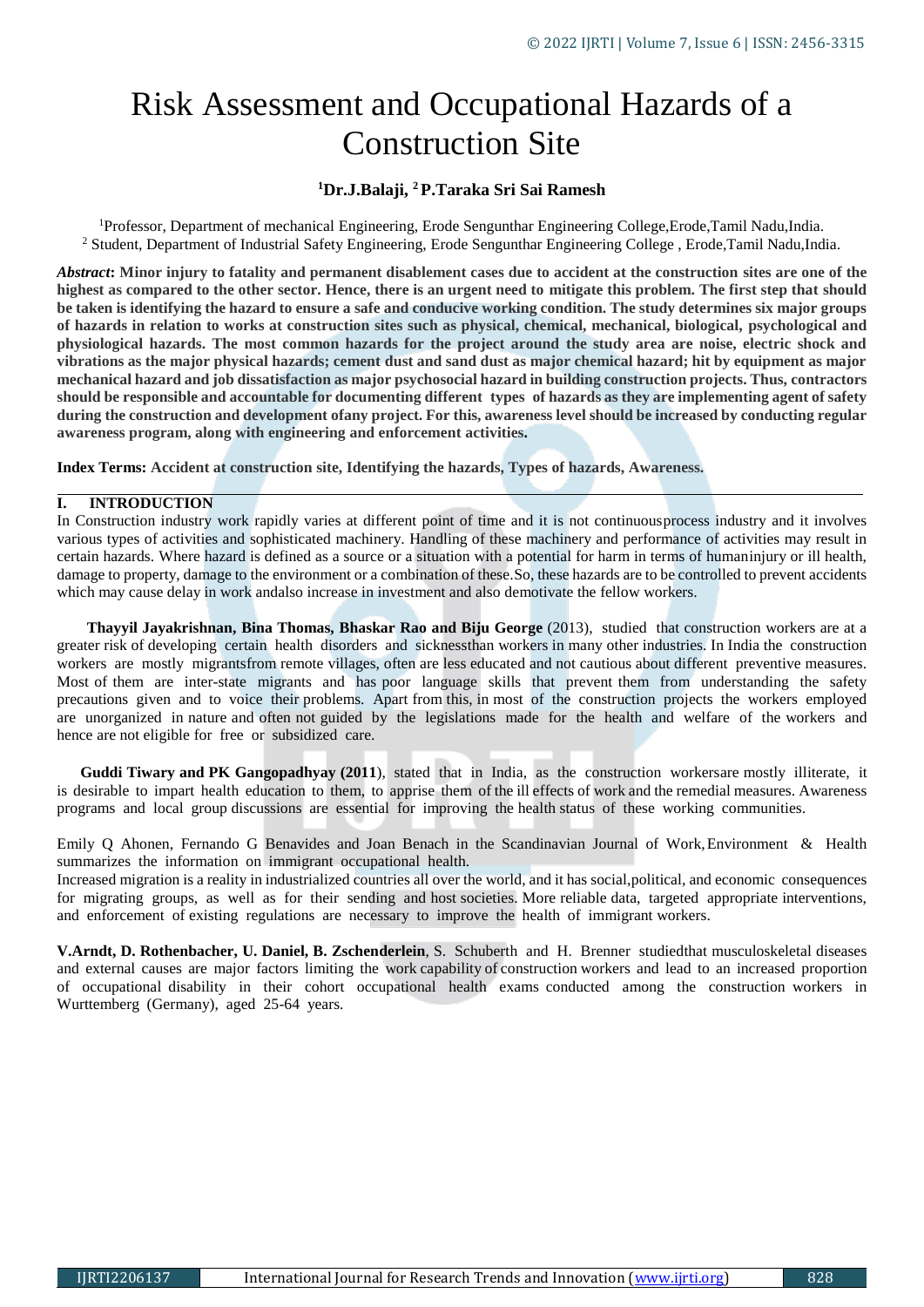# Risk Assessment and Occupational Hazards of a Construction Site

**[1]Dr.J.Balaji, [2]P.Taraka Sri Sai Ramesh**

[1]Professor, Department of mechanical Engineering, Erode Sengunthar Engineering College,Erode,Tamil Nadu,India.
[2] Student, Department of Industrial Safety Engineering, Erode Sengunthar Engineering College , Erode,Tamil Nadu,India.

***Abstract*: Minor injury to fatality and permanent disablement cases due to accident at the construction sites are one of the highest as compared to the other sector. Hence, there is an urgent need to mitigate this problem. The first step that should be taken is identifying the hazard to ensure a safe and conducive working condition. The study determines six major groups of hazards in relation to works at construction sites such as physical, chemical, mechanical, biological, psychological and physiological hazards. The most common hazards for the project around the study area are noise, electric shock and vibrations as the major physical hazards; cement dust and sand dust as major chemical hazard; hit by equipment as major mechanical hazard and job dissatisfaction as major psychosocial hazard in building construction projects. Thus, contractors should be responsible and accountable for documenting different types of hazards as they are implementing agent of safety during the construction and development ofany project. For this, awareness level should be increased by conducting regular awareness program, along with engineering and enforcement activities.**

**Index Terms: Accident at construction site, Identifying the hazards, Types of hazards, Awareness.**

## I. INTRODUCTION

In Construction industry work rapidly varies at different point of time and it is not continuousprocess industry and it involves various types of activities and sophisticated machinery. Handling of these machinery and performance of activities may result in certain hazards. Where hazard is defined as a source or a situation with a potential for harm in terms of humaninjury or ill health, damage to property, damage to the environment or a combination of these.So, these hazards are to be controlled to prevent accidents which may cause delay in work andalso increase in investment and also demotivate the fellow workers.

**Thayyil Jayakrishnan, Bina Thomas, Bhaskar Rao and Biju George** (2013), studied that construction workers are at a greater risk of developing certain health disorders and sicknessthan workers in many other industries. In India the construction workers are mostly migrantsfrom remote villages, often are less educated and not cautious about different preventive measures. Most of them are inter-state migrants and has poor language skills that prevent them from understanding the safety precautions given and to voice their problems. Apart from this, in most of the construction projects the workers employed are unorganized in nature and often not guided by the legislations made for the health and welfare of the workers and hence are not eligible for free or subsidized care.

**Guddi Tiwary and PK Gangopadhyay (2011**), stated that in India, as the construction workersare mostly illiterate, it is desirable to impart health education to them, to apprise them of the ill effects of work and the remedial measures. Awareness programs and local group discussions are essential for improving the health status of these working communities.

Emily Q Ahonen, Fernando G Benavides and Joan Benach in the Scandinavian Journal of Work, Environment & Health summarizes the information on immigrant occupational health.
Increased migration is a reality in industrialized countries all over the world, and it has social,political, and economic consequences for migrating groups, as well as for their sending and host societies. More reliable data, targeted appropriate interventions, and enforcement of existing regulations are necessary to improve the health of immigrant workers.

**V.Arndt, D. Rothenbacher, U. Daniel, B. Zschenderlein**, S. Schuberth and H. Brenner studiedthat musculoskeletal diseases and external causes are major factors limiting the work capability of construction workers and lead to an increased proportion of occupational disability in their cohort occupational health exams conducted among the construction workers in Wurttemberg (Germany), aged 25-64 years.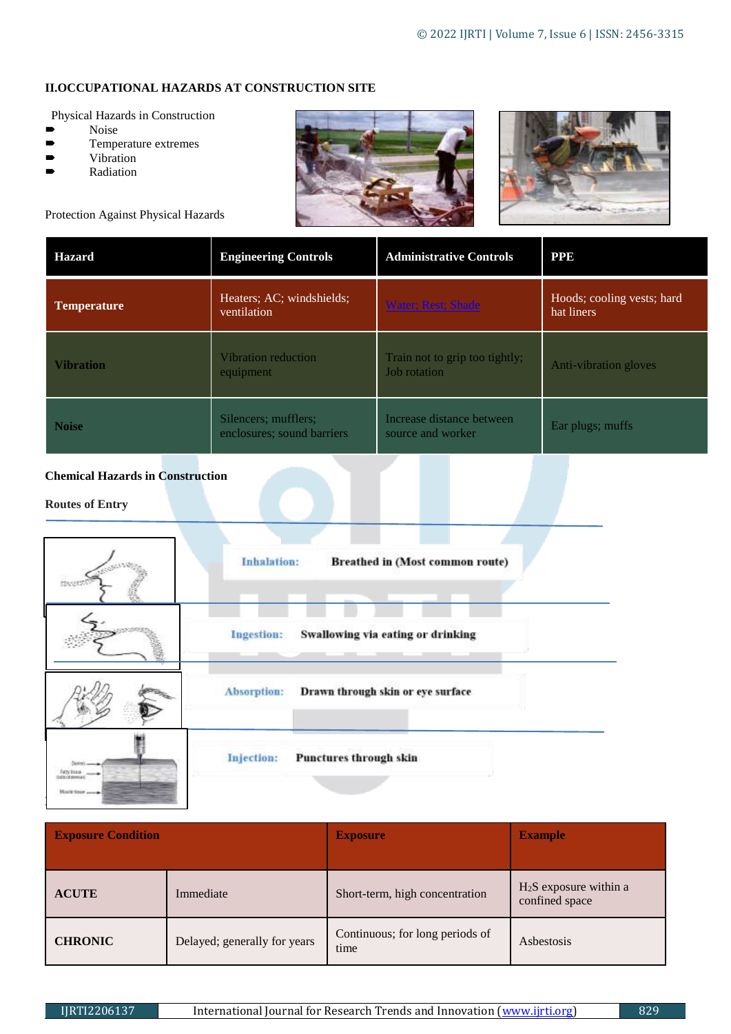## II.OCCUPATIONAL HAZARDS AT CONSTRUCTION SITE

Physical Hazards in Construction

- Noise
- Temperature extremes
- Vibration
- Radiation

Protection Against Physical Hazards

| Hazard | Engineering Controls | Administrative Controls | PPE |
|---|---|---|---|
| **Temperature** | Heaters; AC; windshields; ventilation | Water; Rest; Shade | Hoods; cooling vests; hard hat liners |
| **Vibration** | Vibration reduction equipment | Train not to grip too tightly; Job rotation | Anti-vibration gloves |
| **Noise** | Silencers; mufflers; enclosures; sound barriers | Increase distance between source and worker | Ear plugs; muffs |

**Chemical Hazards in Construction**

**Routes of Entry**

**Inhalation:** **Breathed in (Most common route)**

**Ingestion:** **Swallowing via eating or drinking**

**Absorption:** **Drawn through skin or eye surface**

**Injection:** **Punctures through skin**

| **Exposure Condition** | | **Exposure** | **Example** |
|---|---|---|---|
| **ACUTE** | Immediate | Short-term, high concentration | $H_2S$ exposure within a confined space |
| **CHRONIC** | Delayed; generally for years | Continuous; for long periods of time | Asbestosis |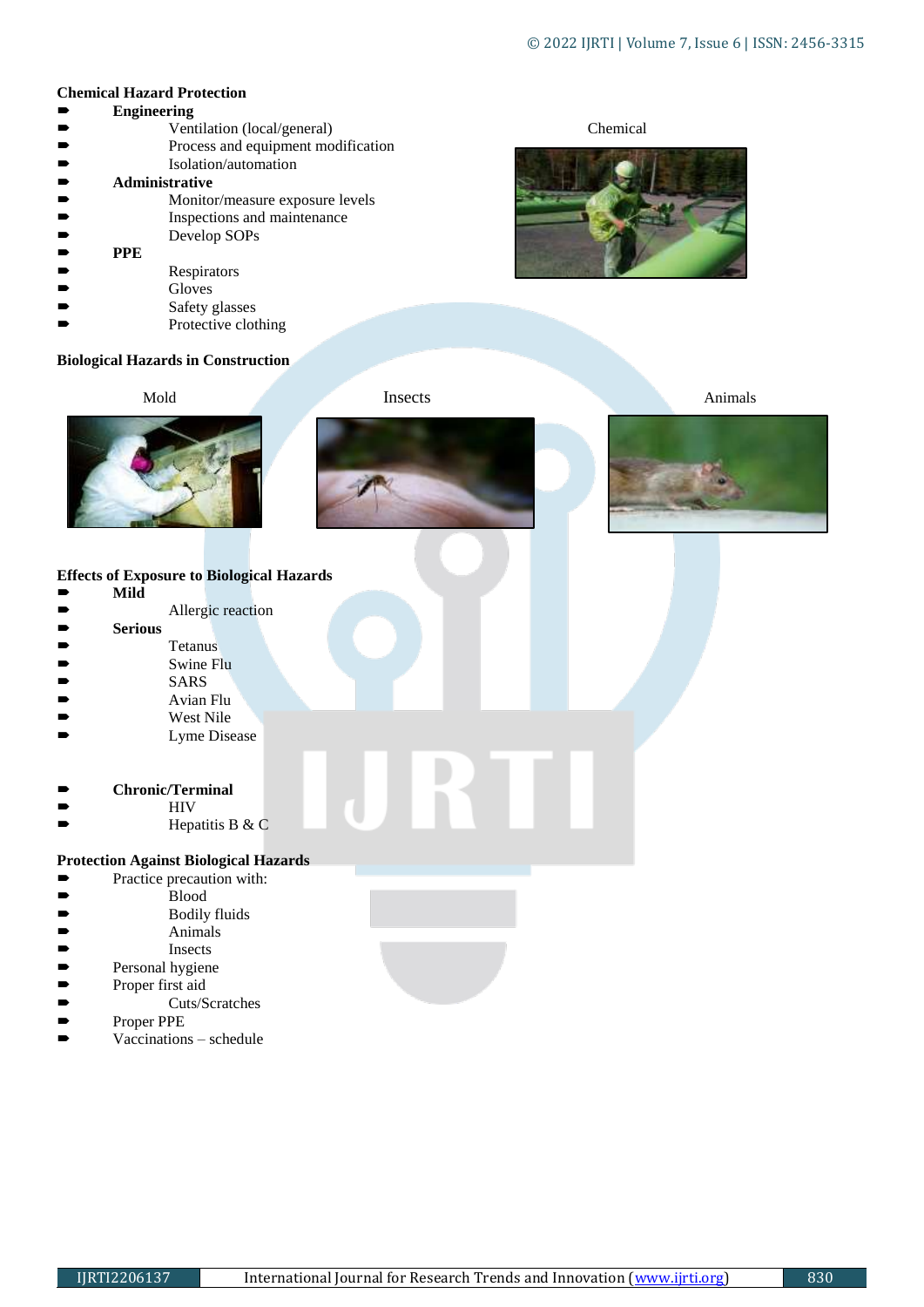**Chemical Hazard Protection**

- **Engineering**
  - Ventilation (local/general)
  - Process and equipment modification
  - Isolation/automation
- **Administrative**
  - Monitor/measure exposure levels
  - Inspections and maintenance
  - Develop SOPs
- **PPE**
  - Respirators
  - Gloves
  - Safety glasses
  - Protective clothing

Chemical

**Biological Hazards in Construction**

Mold

Insects

Animals

**Effects of Exposure to Biological Hazards**

- **Mild**
  - Allergic reaction
- **Serious**
  - Tetanus
  - Swine Flu
  - SARS
  - Avian Flu
  - West Nile
  - Lyme Disease
- **Chronic/Terminal**
  - HIV
  - Hepatitis B & C

**Protection Against Biological Hazards**

- Practice precaution with:
  - Blood
  - Bodily fluids
  - Animals
  - Insects
- Personal hygiene
- Proper first aid
  - Cuts/Scratches
- Proper PPE
- Vaccinations – schedule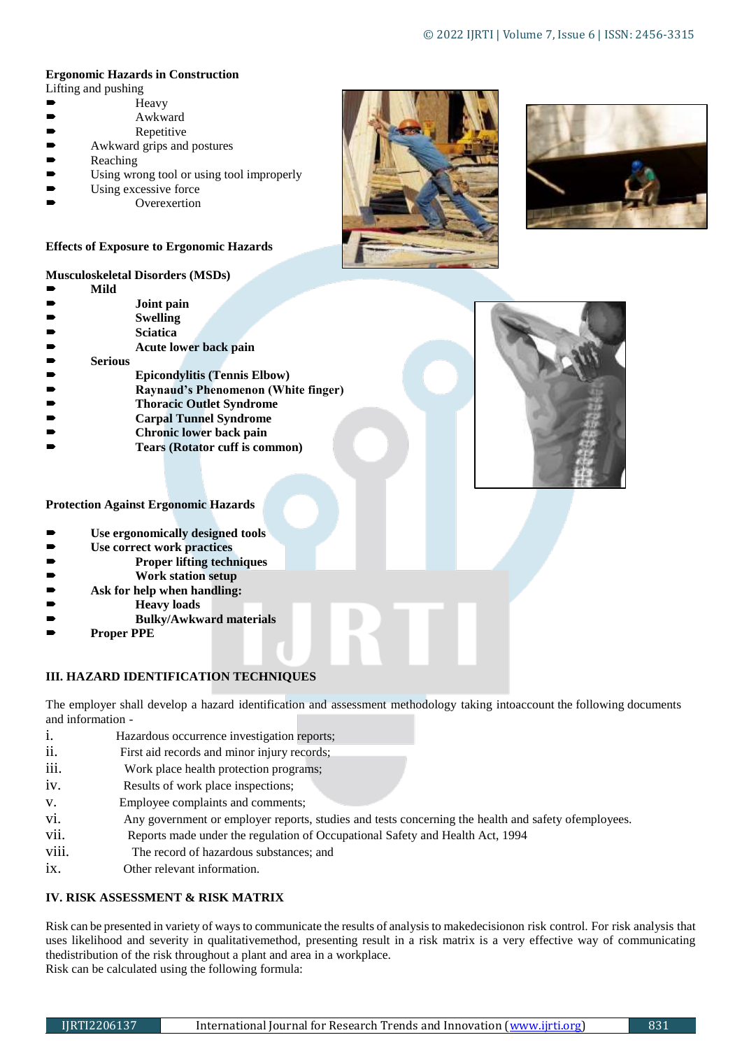**Ergonomic Hazards in Construction**

Lifting and pushing

- Heavy
- Awkward
- Repetitive
- Awkward grips and postures
- Reaching
- Using wrong tool or using tool improperly
- Using excessive force
- Overexertion

**Effects of Exposure to Ergonomic Hazards**

**Musculoskeletal Disorders (MSDs)**

- **Mild**
  - **Joint pain**
  - **Swelling**
  - **Sciatica**
  - **Acute lower back pain**
- **Serious**
  - **Epicondylitis (Tennis Elbow)**
  - **Raynaud's Phenomenon (White finger)**
  - **Thoracic Outlet Syndrome**
  - **Carpal Tunnel Syndrome**
  - **Chronic lower back pain**
  - **Tears (Rotator cuff is common)**

**Protection Against Ergonomic Hazards**

- **Use ergonomically designed tools**
- **Use correct work practices**
  - **Proper lifting techniques**
  - **Work station setup**
- **Ask for help when handling:**
  - **Heavy loads**
  - **Bulky/Awkward materials**
- **Proper PPE**

## III. HAZARD IDENTIFICATION TECHNIQUES

The employer shall develop a hazard identification and assessment methodology taking intoaccount the following documents and information -

i. Hazardous occurrence investigation reports;
ii. First aid records and minor injury records;
iii. Work place health protection programs;
iv. Results of work place inspections;
v. Employee complaints and comments;
vi. Any government or employer reports, studies and tests concerning the health and safety ofemployees.
vii. Reports made under the regulation of Occupational Safety and Health Act, 1994
viii. The record of hazardous substances; and
ix. Other relevant information.

## IV. RISK ASSESSMENT & RISK MATRIX

Risk can be presented in variety of ways to communicate the results of analysis to makedecisionon risk control. For risk analysis that uses likelihood and severity in qualitativemethod, presenting result in a risk matrix is a very effective way of communicating thedistribution of the risk throughout a plant and area in a workplace.
Risk can be calculated using the following formula: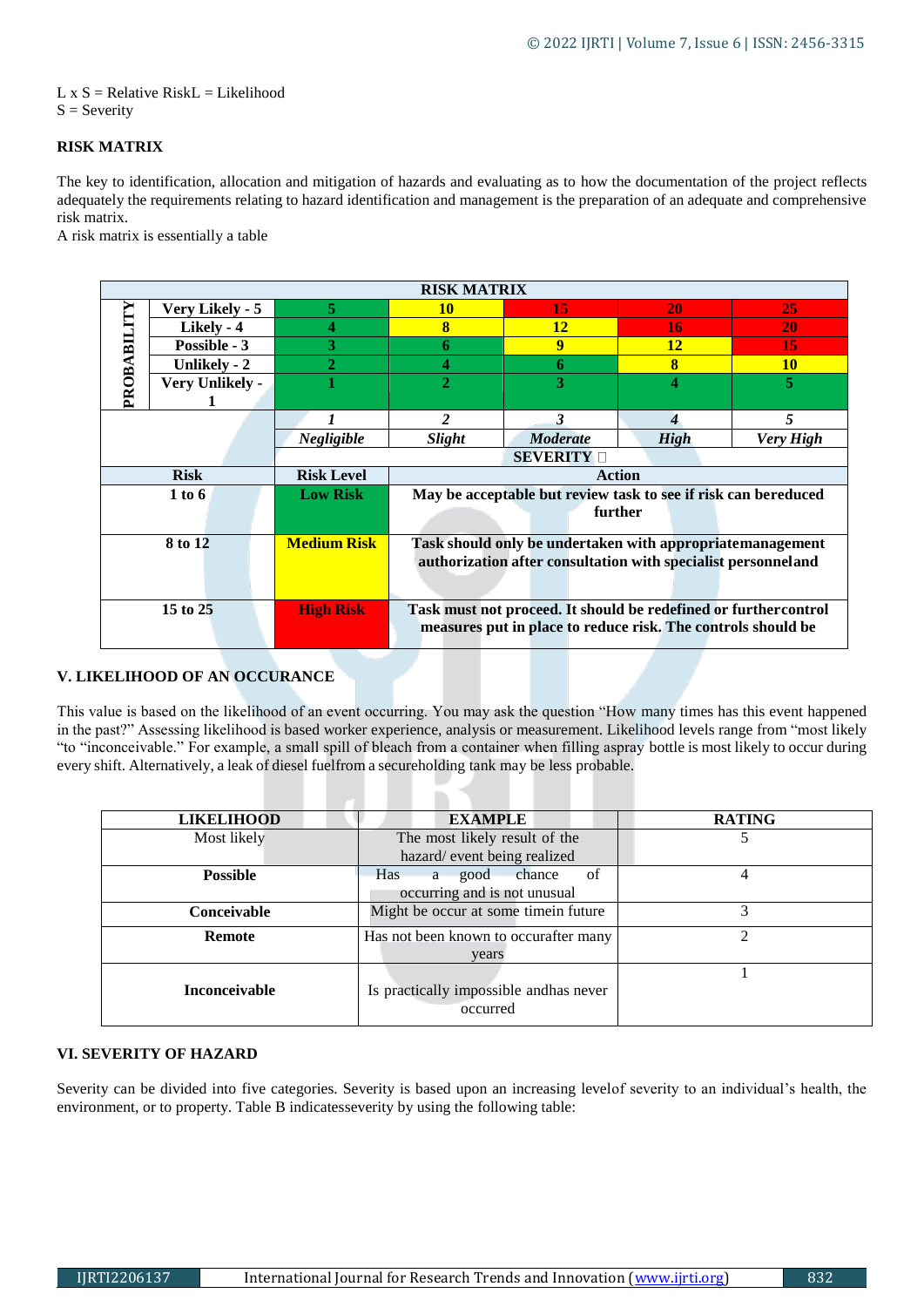L x S = Relative RiskL = Likelihood
S = Severity

**RISK MATRIX**

The key to identification, allocation and mitigation of hazards and evaluating as to how the documentation of the project reflects adequately the requirements relating to hazard identification and management is the preparation of an adequate and comprehensive risk matrix.
A risk matrix is essentially a table

| RISK MATRIX | | | | | | |
|---|---|---|---|---|---|---|
| PROBABILITY | Very Likely - 5 | 5 | 10 | 15 | 20 | 25 |
| | Likely - 4 | 4 | 8 | 12 | 16 | 20 |
| | Possible - 3 | 3 | 6 | 9 | 12 | 15 |
| | Unlikely - 2 | 2 | 4 | 6 | 8 | 10 |
| | Very Unlikely - 1 | 1 | 2 | 3 | 4 | 5 |
| | | *1* | *2* | *3* | *4* | *5* |
| | | *Negligible* | *Slight* | *Moderate* | *High* | *Very High* |
| | | SEVERITY | | | | |

| Risk | Risk Level | Action |
|---|---|---|
| 1 to 6 | Low Risk | May be acceptable but review task to see if risk can bereduced further |
| 8 to 12 | Medium Risk | Task should only be undertaken with appropriatemanagement authorization after consultation with specialist personneland |
| 15 to 25 | High Risk | Task must not proceed. It should be redefined or furthercontrol measures put in place to reduce risk. The controls should be |

**V. LIKELIHOOD OF AN OCCURANCE**

This value is based on the likelihood of an event occurring. You may ask the question "How many times has this event happened in the past?" Assessing likelihood is based worker experience, analysis or measurement. Likelihood levels range from "most likely "to "inconceivable." For example, a small spill of bleach from a container when filling aspray bottle is most likely to occur during every shift. Alternatively, a leak of diesel fuelfrom a secureholding tank may be less probable.

| LIKELIHOOD | EXAMPLE | RATING |
|---|---|---|
| Most likely | The most likely result of the hazard/ event being realized | 5 |
| **Possible** | Has a good chance of occurring and is not unusual | 4 |
| **Conceivable** | Might be occur at some timein future | 3 |
| **Remote** | Has not been known to occurafter many years | 2 |
| **Inconceivable** | Is practically impossible andhas never occurred | 1 |

**VI. SEVERITY OF HAZARD**

Severity can be divided into five categories. Severity is based upon an increasing levelof severity to an individual's health, the environment, or to property. Table B indicatesseverity by using the following table: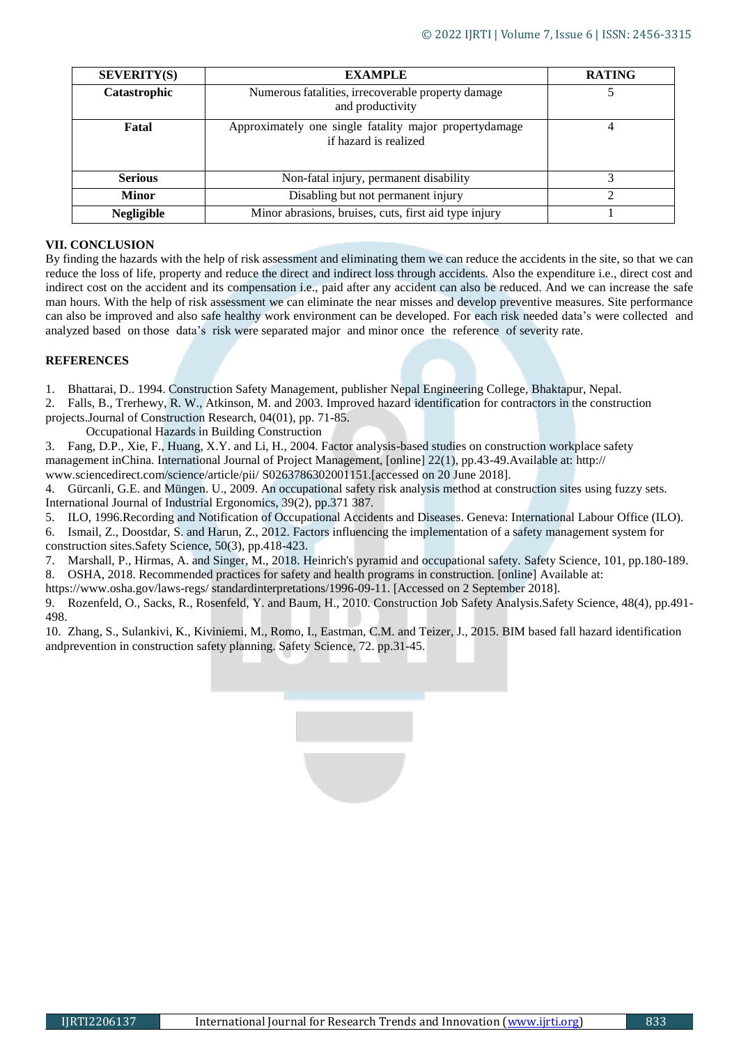| SEVERITY(S) | EXAMPLE | RATING |
|---|---|---|
| **Catastrophic** | Numerous fatalities, irrecoverable property damage and productivity | 5 |
| **Fatal** | Approximately one single fatality major propertydamage if hazard is realized | 4 |
| **Serious** | Non-fatal injury, permanent disability | 3 |
| **Minor** | Disabling but not permanent injury | 2 |
| **Negligible** | Minor abrasions, bruises, cuts, first aid type injury | 1 |

## VII. CONCLUSION

By finding the hazards with the help of risk assessment and eliminating them we can reduce the accidents in the site, so that we can reduce the loss of life, property and reduce the direct and indirect loss through accidents. Also the expenditure i.e., direct cost and indirect cost on the accident and its compensation i.e., paid after any accident can also be reduced. And we can increase the safe man hours. With the help of risk assessment we can eliminate the near misses and develop preventive measures. Site performance can also be improved and also safe healthy work environment can be developed. For each risk needed data's were collected and analyzed based on those data's risk were separated major and minor once the reference of severity rate.

## REFERENCES

1. Bhattarai, D.. 1994. Construction Safety Management, publisher Nepal Engineering College, Bhaktapur, Nepal.
2. Falls, B., Trerhewy, R. W., Atkinson, M. and 2003. Improved hazard identification for contractors in the construction projects.Journal of Construction Research, 04(01), pp. 71-85.
   Occupational Hazards in Building Construction
3. Fang, D.P., Xie, F., Huang, X.Y. and Li, H., 2004. Factor analysis-based studies on construction workplace safety management inChina. International Journal of Project Management, [online] 22(1), pp.43-49.Available at: http:// www.sciencedirect.com/science/article/pii/ S0263786302001151.[accessed on 20 June 2018].
4. Gürcanli, G.E. and Müngen. U., 2009. An occupational safety risk analysis method at construction sites using fuzzy sets. International Journal of Industrial Ergonomics, 39(2), pp.371 387.
5. ILO, 1996.Recording and Notification of Occupational Accidents and Diseases. Geneva: International Labour Office (ILO).
6. Ismail, Z., Doostdar, S. and Harun, Z., 2012. Factors influencing the implementation of a safety management system for construction sites.Safety Science, 50(3), pp.418-423.
7. Marshall, P., Hirmas, A. and Singer, M., 2018. Heinrich's pyramid and occupational safety. Safety Science, 101, pp.180-189.
8. OSHA, 2018. Recommended practices for safety and health programs in construction. [online] Available at: https://www.osha.gov/laws-regs/ standardinterpretations/1996-09-11. [Accessed on 2 September 2018].
9. Rozenfeld, O., Sacks, R., Rosenfeld, Y. and Baum, H., 2010. Construction Job Safety Analysis.Safety Science, 48(4), pp.491-498.
10. Zhang, S., Sulankivi, K., Kiviniemi, M., Romo, I., Eastman, C.M. and Teizer, J., 2015. BIM based fall hazard identification andprevention in construction safety planning. Safety Science, 72. pp.31-45.